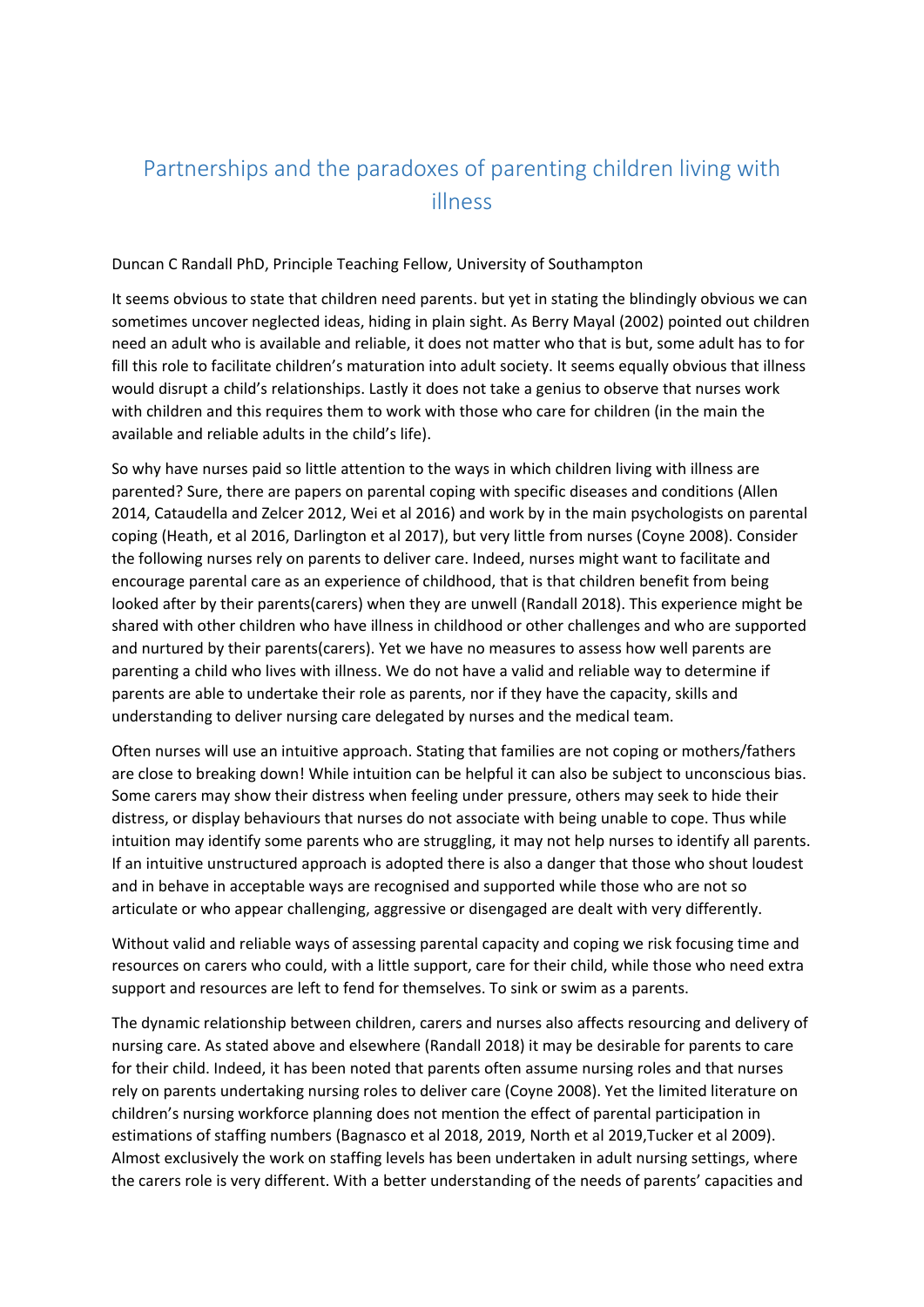# Partnerships and the paradoxes of parenting children living with illness

Duncan C Randall PhD, Principle Teaching Fellow, University of Southampton

It seems obvious to state that children need parents. but yet in stating the blindingly obvious we can sometimes uncover neglected ideas, hiding in plain sight. As Berry Mayal (2002) pointed out children need an adult who is available and reliable, it does not matter who that is but, some adult has to for fill this role to facilitate children's maturation into adult society. It seems equally obvious that illness would disrupt a child's relationships. Lastly it does not take a genius to observe that nurses work with children and this requires them to work with those who care for children (in the main the available and reliable adults in the child's life).

So why have nurses paid so little attention to the ways in which children living with illness are parented? Sure, there are papers on parental coping with specific diseases and conditions (Allen 2014, Cataudella and Zelcer 2012, Wei et al 2016) and work by in the main psychologists on parental coping (Heath, et al 2016, Darlington et al 2017), but very little from nurses (Coyne 2008). Consider the following nurses rely on parents to deliver care. Indeed, nurses might want to facilitate and encourage parental care as an experience of childhood, that is that children benefit from being looked after by their parents(carers) when they are unwell (Randall 2018). This experience might be shared with other children who have illness in childhood or other challenges and who are supported and nurtured by their parents(carers). Yet we have no measures to assess how well parents are parenting a child who lives with illness. We do not have a valid and reliable way to determine if parents are able to undertake their role as parents, nor if they have the capacity, skills and understanding to deliver nursing care delegated by nurses and the medical team.

Often nurses will use an intuitive approach. Stating that families are not coping or mothers/fathers are close to breaking down! While intuition can be helpful it can also be subject to unconscious bias. Some carers may show their distress when feeling under pressure, others may seek to hide their distress, or display behaviours that nurses do not associate with being unable to cope. Thus while intuition may identify some parents who are struggling, it may not help nurses to identify all parents. If an intuitive unstructured approach is adopted there is also a danger that those who shout loudest and in behave in acceptable ways are recognised and supported while those who are not so articulate or who appear challenging, aggressive or disengaged are dealt with very differently.

Without valid and reliable ways of assessing parental capacity and coping we risk focusing time and resources on carers who could, with a little support, care for their child, while those who need extra support and resources are left to fend for themselves. To sink or swim as a parents.

The dynamic relationship between children, carers and nurses also affects resourcing and delivery of nursing care. As stated above and elsewhere (Randall 2018) it may be desirable for parents to care for their child. Indeed, it has been noted that parents often assume nursing roles and that nurses rely on parents undertaking nursing roles to deliver care (Coyne 2008). Yet the limited literature on children's nursing workforce planning does not mention the effect of parental participation in estimations of staffing numbers (Bagnasco et al 2018, 2019, North et al 2019,Tucker et al 2009). Almost exclusively the work on staffing levels has been undertaken in adult nursing settings, where the carers role is very different. With a better understanding of the needs of parents' capacities and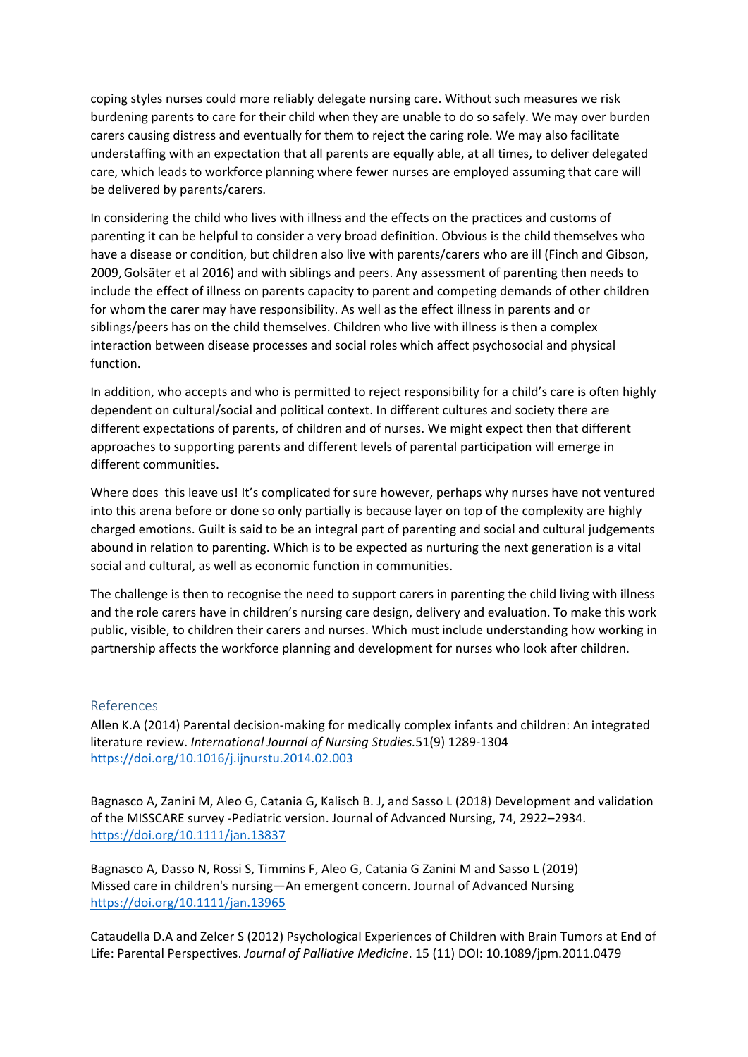coping styles nurses could more reliably delegate nursing care. Without such measures we risk burdening parents to care for their child when they are unable to do so safely. We may over burden carers causing distress and eventually for them to reject the caring role. We may also facilitate understaffing with an expectation that all parents are equally able, at all times, to deliver delegated care, which leads to workforce planning where fewer nurses are employed assuming that care will be delivered by parents/carers.

In considering the child who lives with illness and the effects on the practices and customs of parenting it can be helpful to consider a very broad definition. Obvious is the child themselves who have a disease or condition, but children also live with parents/carers who are ill (Finch and Gibson, 2009, Golsäter et al 2016) and with siblings and peers. Any assessment of parenting then needs to include the effect of illness on parents capacity to parent and competing demands of other children for whom the carer may have responsibility. As well as the effect illness in parents and or siblings/peers has on the child themselves. Children who live with illness is then a complex interaction between disease processes and social roles which affect psychosocial and physical function.

In addition, who accepts and who is permitted to reject responsibility for a child's care is often highly dependent on cultural/social and political context. In different cultures and society there are different expectations of parents, of children and of nurses. We might expect then that different approaches to supporting parents and different levels of parental participation will emerge in different communities.

Where does this leave us! It's complicated for sure however, perhaps why nurses have not ventured into this arena before or done so only partially is because layer on top of the complexity are highly charged emotions. Guilt is said to be an integral part of parenting and social and cultural judgements abound in relation to parenting. Which is to be expected as nurturing the next generation is a vital social and cultural, as well as economic function in communities.

The challenge is then to recognise the need to support carers in parenting the child living with illness and the role carers have in children's nursing care design, delivery and evaluation. To make this work public, visible, to children their carers and nurses. Which must include understanding how working in partnership affects the workforce planning and development for nurses who look after children.

## References

Allen K.A (2014) Parental decision-making for medically complex infants and children: An integrated literature review. *International Journal of Nursing Studies.* 51(9) 1289-1304 https://doi.org/10.1016/j.ijnurstu.2014.02.003

Bagnasco A, Zanini M, Aleo G, Catania G, Kalisch B. J, and Sasso L (2018) Development and validation of the MISSCARE survey -Pediatric version. Journal of Advanced Nursing, 74, 2922–2934. https://doi.org/10.1111/jan.13837

Bagnasco A, Dasso N, Rossi S, Timmins F, Aleo G, Catania G Zanini M and Sasso L (2019) Missed care in children's nursing—An emergent concern. Journal of Advanced Nursing https://doi.org/10.1111/jan.13965

Cataudella D.A and Zelcer S (2012) Psychological Experiences of Children with Brain Tumors at End of Life: Parental Perspectives. *Journal of Palliative Medicine*. 15 (11) DOI: 10.1089/jpm.2011.0479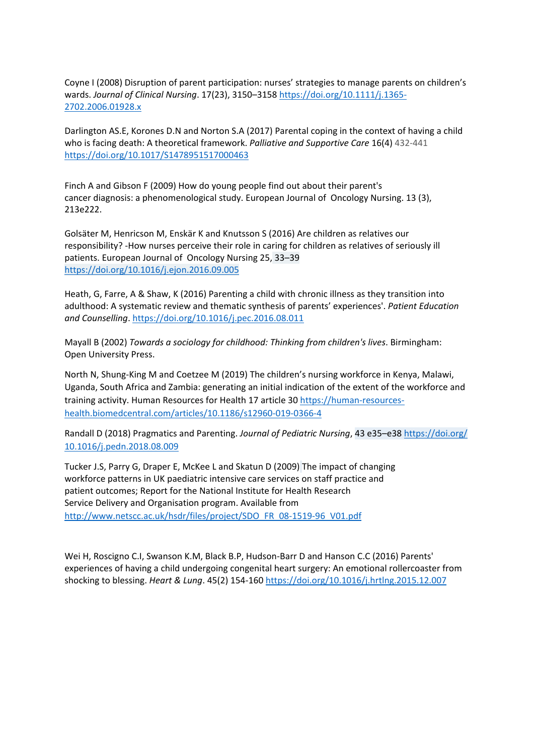Coyne I (2008) Disruption of parent participation: nurses' strategies to manage parents on children's wards. *Journal of Clinical Nursing*. 17(23), 3150–3158 https://doi.org/10.1111/j.1365-2702.2006.01928.x

Darlington AS.E, Korones D.N and Norton S.A (2017) Parental coping in the context of having a child who is facing death: A theoretical framework. *Palliative and Supportive Care* 16(4) 432-441 https://doi.org/10.1017/S1478951517000463

Finch A and Gibson F (2009) How do young people find out about their parent's cancer diagnosis: a phenomenological study. European Journal of Oncology Nursing. 13 (3), 213e222.

Golsäter M, Henricson M, Enskär K and Knutsson S (2016) Are children as relatives our responsibility? -How nurses perceive their role in caring for children as relatives of seriously ill patients. European Journal of Oncology Nursing 25, 33–39 https://doi.org/10.1016/j.ejon.2016.09.005

Heath, G, Farre, A & Shaw, K (2016) Parenting a child with chronic illness as they transition into adulthood: A systematic review and thematic synthesis of parents' experiences'. *Patient Education and Counselling*. https://doi.org/10.1016/j.pec.2016.08.011

Mayall B (2002) *Towards a sociology for childhood: Thinking from children's lives*. Birmingham: Open University Press.

North N, Shung-King M and Coetzee M (2019) The children's nursing workforce in Kenya, Malawi, Uganda, South Africa and Zambia: generating an initial indication of the extent of the workforce and training activity. Human Resources for Health 17 article 30 https://human-resources-health.biomedcentral.com/articles/10.1186/s12960-019-0366-4

Randall D (2018) Pragmatics and Parenting. *Journal of Pediatric Nursing*, 43 e35–e38 https://doi.org/10.1016/j.pedn.2018.08.009

Tucker J.S, Parry G, Draper E, McKee L and Skatun D (2009) The impact of changing workforce patterns in UK paediatric intensive care services on staff practice and patient outcomes; Report for the National Institute for Health Research Service Delivery and Organisation program. Available from http://www.netscc.ac.uk/hsdr/files/project/SDO_FR_08-1519-96_V01.pdf

Wei H, Roscigno C.I, Swanson K.M, Black B.P, Hudson-Barr D and Hanson C.C (2016) Parents' experiences of having a child undergoing congenital heart surgery: An emotional rollercoaster from shocking to blessing. *Heart & Lung*. 45(2) 154-160 https://doi.org/10.1016/j.hrtlng.2015.12.007